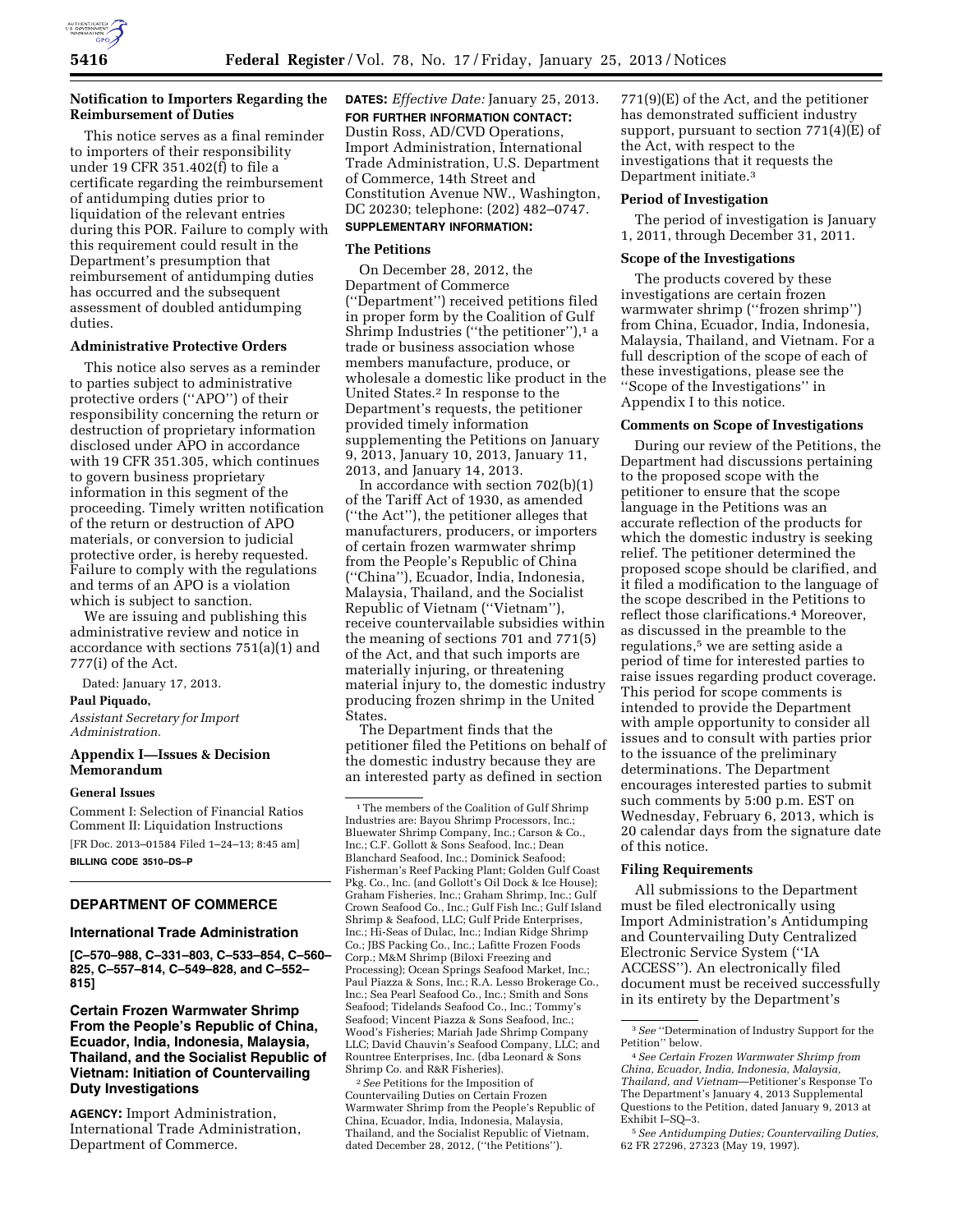### Notification to Importers Regarding the Reimbursement of Duties

This notice serves as a final reminder to importers of their responsibility under 19 CFR 351.402(f) to file a certificate regarding the reimbursement of antidumping duties prior to liquidation of the relevant entries during this POR. Failure to comply with this requirement could result in the Department's presumption that reimbursement of antidumping duties has occurred and the subsequent assessment of doubled antidumping duties.

### Administrative Protective Orders

This notice also serves as a reminder to parties subject to administrative protective orders ("APO") of their responsibility concerning the return or destruction of proprietary information disclosed under APO in accordance with 19 CFR 351.305, which continues to govern business proprietary information in this segment of the proceeding. Timely written notification of the return or destruction of APO materials, or conversion to judicial protective order, is hereby requested. Failure to comply with the regulations and terms of an APO is a violation which is subject to sanction.

We are issuing and publishing this administrative review and notice in accordance with sections 751(a)(1) and 777(i) of the Act.

Dated: January 17, 2013.

**Paul Piquado,**

*Assistant Secretary for Import Administration.*

### Appendix I—Issues & Decision Memorandum

**General Issues**

Comment I: Selection of Financial Ratios
Comment II: Liquidation Instructions

[FR Doc. 2013–01584 Filed 1–24–13; 8:45 am]

**BILLING CODE 3510–DS–P**

---

## DEPARTMENT OF COMMERCE

### International Trade Administration

**[C–570–988, C–331–803, C–533–854, C–560–825, C–557–814, C–549–828, and C–552–815]**

### Certain Frozen Warmwater Shrimp From the People's Republic of China, Ecuador, India, Indonesia, Malaysia, Thailand, and the Socialist Republic of Vietnam: Initiation of Countervailing Duty Investigations

**AGENCY:** Import Administration, International Trade Administration, Department of Commerce.

**DATES:** *Effective Date:* January 25, 2013.

**FOR FURTHER INFORMATION CONTACT:** Dustin Ross, AD/CVD Operations, Import Administration, International Trade Administration, U.S. Department of Commerce, 14th Street and Constitution Avenue NW., Washington, DC 20230; telephone: (202) 482–0747.

**SUPPLEMENTARY INFORMATION:**

### The Petitions

On December 28, 2012, the Department of Commerce ("Department") received petitions filed in proper form by the Coalition of Gulf Shrimp Industries ("the petitioner"),[1] a trade or business association whose members manufacture, produce, or wholesale a domestic like product in the United States.[2] In response to the Department's requests, the petitioner provided timely information supplementing the Petitions on January 9, 2013, January 10, 2013, January 11, 2013, and January 14, 2013.

In accordance with section 702(b)(1) of the Tariff Act of 1930, as amended ("the Act"), the petitioner alleges that manufacturers, producers, or importers of certain frozen warmwater shrimp from the People's Republic of China ("China"), Ecuador, India, Indonesia, Malaysia, Thailand, and the Socialist Republic of Vietnam ("Vietnam"), receive countervailable subsidies within the meaning of sections 701 and 771(5) of the Act, and that such imports are materially injuring, or threatening material injury to, the domestic industry producing frozen shrimp in the United States.

The Department finds that the petitioner filed the Petitions on behalf of the domestic industry because they are an interested party as defined in section 771(9)(E) of the Act, and the petitioner has demonstrated sufficient industry support, pursuant to section 771(4)(E) of the Act, with respect to the investigations that it requests the Department initiate.[3]

### Period of Investigation

The period of investigation is January 1, 2011, through December 31, 2011.

### Scope of the Investigations

The products covered by these investigations are certain frozen warmwater shrimp ("frozen shrimp") from China, Ecuador, India, Indonesia, Malaysia, Thailand, and Vietnam. For a full description of the scope of each of these investigations, please see the "Scope of the Investigations" in Appendix I to this notice.

### Comments on Scope of Investigations

During our review of the Petitions, the Department had discussions pertaining to the proposed scope with the petitioner to ensure that the scope language in the Petitions was an accurate reflection of the products for which the domestic industry is seeking relief. The petitioner determined the proposed scope should be clarified, and it filed a modification to the language of the scope described in the Petitions to reflect those clarifications.[4] Moreover, as discussed in the preamble to the regulations,[5] we are setting aside a period of time for interested parties to raise issues regarding product coverage. This period for scope comments is intended to provide the Department with ample opportunity to consider all issues and to consult with parties prior to the issuance of the preliminary determinations. The Department encourages interested parties to submit such comments by 5:00 p.m. EST on Wednesday, February 6, 2013, which is 20 calendar days from the signature date of this notice.

### Filing Requirements

All submissions to the Department must be filed electronically using Import Administration's Antidumping and Countervailing Duty Centralized Electronic Service System ("IA ACCESS"). An electronically filed document must be received successfully in its entirety by the Department's

---

[1] The members of the Coalition of Gulf Shrimp Industries are: Bayou Shrimp Processors, Inc.; Bluewater Shrimp Company, Inc.; Carson & Co., Inc.; C.F. Gollott & Sons Seafood, Inc.; Dean Blanchard Seafood, Inc.; Dominick Seafood; Fisherman's Reef Packing Plant; Golden Gulf Coast Pkg. Co., Inc. (and Gollott's Oil Dock & Ice House); Graham Fisheries, Inc.; Graham Shrimp, Inc.; Gulf Crown Seafood Co., Inc.; Gulf Fish Inc.; Gulf Island Shrimp & Seafood, LLC; Gulf Pride Enterprises, Inc.; Hi-Seas of Dulac, Inc.; Indian Ridge Shrimp Co.; JBS Packing Co., Inc.; Lafitte Frozen Foods Corp.; M&M Shrimp (Biloxi Freezing and Processing); Ocean Springs Seafood Market, Inc.; Paul Piazza & Sons, Inc.; R.A. Lesso Brokerage Co., Inc.; Sea Pearl Seafood Co., Inc.; Smith and Sons Seafood; Tidelands Seafood Co., Inc.; Tommy's Seafood; Vincent Piazza & Sons Seafood, Inc.; Wood's Fisheries; Mariah Jade Shrimp Company LLC; David Chauvin's Seafood Company, LLC; and Rountree Enterprises, Inc. (dba Leonard & Sons Shrimp Co. and R&R Fisheries).

[2] *See* Petitions for the Imposition of Countervailing Duties on Certain Frozen Warmwater Shrimp from the People's Republic of China, Ecuador, India, Indonesia, Malaysia, Thailand, and the Socialist Republic of Vietnam, dated December 28, 2012, ("the Petitions").

[3] *See* "Determination of Industry Support for the Petition" below.

[4] *See Certain Frozen Warmwater Shrimp from China, Ecuador, India, Indonesia, Malaysia, Thailand, and Vietnam*—Petitioner's Response To The Department's January 4, 2013 Supplemental Questions to the Petition, dated January 9, 2013 at Exhibit I–SQ–3.

[5] *See Antidumping Duties; Countervailing Duties,* 62 FR 27296, 27323 (May 19, 1997).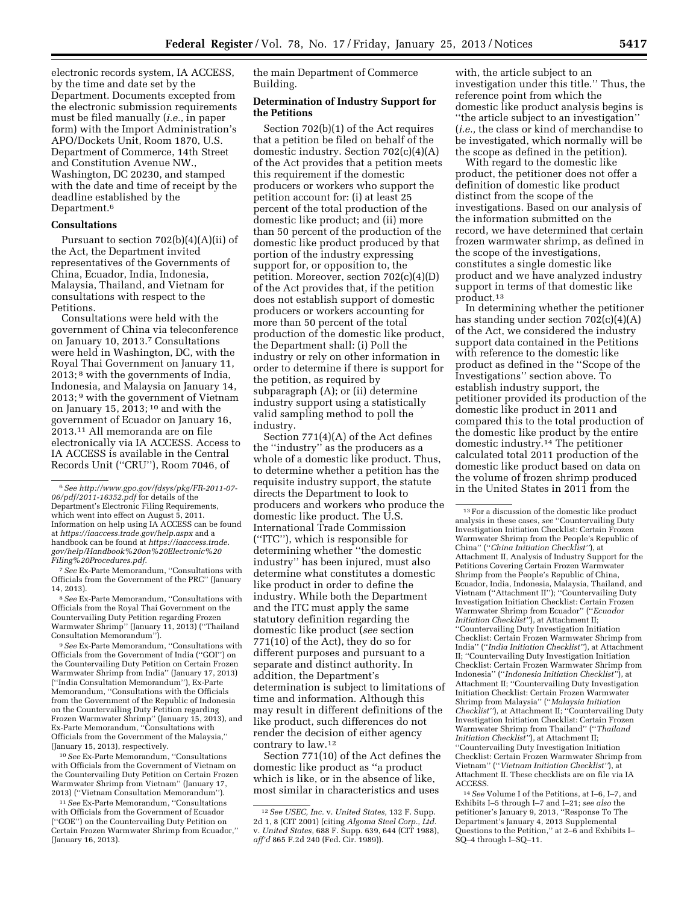electronic records system, IA ACCESS, by the time and date set by the Department. Documents excepted from the electronic submission requirements must be filed manually (*i.e.,* in paper form) with the Import Administration's APO/Dockets Unit, Room 1870, U.S. Department of Commerce, 14th Street and Constitution Avenue NW., Washington, DC 20230, and stamped with the date and time of receipt by the deadline established by the Department.[6]

**Consultations**

Pursuant to section 702(b)(4)(A)(ii) of the Act, the Department invited representatives of the Governments of China, Ecuador, India, Indonesia, Malaysia, Thailand, and Vietnam for consultations with respect to the Petitions.

Consultations were held with the government of China via teleconference on January 10, 2013.[7] Consultations were held in Washington, DC, with the Royal Thai Government on January 11, 2013;[8] with the governments of India, Indonesia, and Malaysia on January 14, 2013;[9] with the government of Vietnam on January 15, 2013;[10] and with the government of Ecuador on January 16, 2013.[11] All memoranda are on file electronically via IA ACCESS. Access to IA ACCESS is available in the Central Records Unit ("CRU"), Room 7046, of the main Department of Commerce Building.

**Determination of Industry Support for the Petitions**

Section 702(b)(1) of the Act requires that a petition be filed on behalf of the domestic industry. Section 702(c)(4)(A) of the Act provides that a petition meets this requirement if the domestic producers or workers who support the petition account for: (i) at least 25 percent of the total production of the domestic like product; and (ii) more than 50 percent of the production of the domestic like product produced by that portion of the industry expressing support for, or opposition to, the petition. Moreover, section 702(c)(4)(D) of the Act provides that, if the petition does not establish support of domestic producers or workers accounting for more than 50 percent of the total production of the domestic like product, the Department shall: (i) Poll the industry or rely on other information in order to determine if there is support for the petition, as required by subparagraph (A); or (ii) determine industry support using a statistically valid sampling method to poll the industry.

Section 771(4)(A) of the Act defines the "industry" as the producers as a whole of a domestic like product. Thus, to determine whether a petition has the requisite industry support, the statute directs the Department to look to producers and workers who produce the domestic like product. The U.S. International Trade Commission ("ITC"), which is responsible for determining whether "the domestic industry" has been injured, must also determine what constitutes a domestic like product in order to define the industry. While both the Department and the ITC must apply the same statutory definition regarding the domestic like product (*see* section 771(10) of the Act), they do so for different purposes and pursuant to a separate and distinct authority. In addition, the Department's determination is subject to limitations of time and information. Although this may result in different definitions of the like product, such differences do not render the decision of either agency contrary to law.[12]

Section 771(10) of the Act defines the domestic like product as "a product which is like, or in the absence of like, most similar in characteristics and uses with, the article subject to an investigation under this title." Thus, the reference point from which the domestic like product analysis begins is "the article subject to an investigation" (*i.e.,* the class or kind of merchandise to be investigated, which normally will be the scope as defined in the petition).

With regard to the domestic like product, the petitioner does not offer a definition of domestic like product distinct from the scope of the investigations. Based on our analysis of the information submitted on the record, we have determined that certain frozen warmwater shrimp, as defined in the scope of the investigations, constitutes a single domestic like product and we have analyzed industry support in terms of that domestic like product.[13]

In determining whether the petitioner has standing under section 702(c)(4)(A) of the Act, we considered the industry support data contained in the Petitions with reference to the domestic like product as defined in the "Scope of the Investigations" section above. To establish industry support, the petitioner provided its production of the domestic like product in 2011 and compared this to the total production of the domestic like product by the entire domestic industry.[14] The petitioner calculated total 2011 production of the domestic like product based on data on the volume of frozen shrimp produced in the United States in 2011 from the

---

[6] *See http://www.gpo.gov/fdsys/pkg/FR-2011-07-06/pdf/2011-16352.pdf* for details of the Department's Electronic Filing Requirements, which went into effect on August 5, 2011. Information on help using IA ACCESS can be found at *https://iaaccess.trade.gov/help.aspx* and a handbook can be found at *https://iaaccess.trade.gov/help/Handbook%20on%20Electronic%20Filing%20Procedures.pdf.*

[7] *See* Ex-Parte Memorandum, "Consultations with Officials from the Government of the PRC" (January 14, 2013).

[8] *See* Ex-Parte Memorandum, "Consultations with Officials from the Royal Thai Government on the Countervailing Duty Petition regarding Frozen Warmwater Shrimp" (January 11, 2013) ("Thailand Consultation Memorandum").

[9] *See* Ex-Parte Memorandum, "Consultations with Officials from the Government of India ("GOI") on the Countervailing Duty Petition on Certain Frozen Warmwater Shrimp from India" (January 17, 2013) ("India Consultation Memorandum"), Ex-Parte Memorandum, "Consultations with the Officials from the Government of the Republic of Indonesia on the Countervailing Duty Petition regarding Frozen Warmwater Shrimp" (January 15, 2013), and Ex-Parte Memorandum, "Consultations with Officials from the Government of the Malaysia," (January 15, 2013), respectively.

[10] *See* Ex-Parte Memorandum, "Consultations with Officials from the Government of Vietnam on the Countervailing Duty Petition on Certain Frozen Warmwater Shrimp from Vietnam" (January 17, 2013) ("Vietnam Consultation Memorandum").

[11] *See* Ex-Parte Memorandum, "Consultations with Officials from the Government of Ecuador ("GOE") on the Countervailing Duty Petition on Certain Frozen Warmwater Shrimp from Ecuador," (January 16, 2013).

[12] *See USEC, Inc.* v. *United States,* 132 F. Supp. 2d 1, 8 (CIT 2001) (citing *Algoma Steel Corp., Ltd.* v. *United States,* 688 F. Supp. 639, 644 (CIT 1988), *aff'd* 865 F.2d 240 (Fed. Cir. 1989)).

[13] For a discussion of the domestic like product analysis in these cases, *see* "Countervailing Duty Investigation Initiation Checklist: Certain Frozen Warmwater Shrimp from the People's Republic of China" ("*China Initiation Checklist*"), at Attachment II, Analysis of Industry Support for the Petitions Covering Certain Frozen Warmwater Shrimp from the People's Republic of China, Ecuador, India, Indonesia, Malaysia, Thailand, and Vietnam ("Attachment II"); "Countervailing Duty Investigation Initiation Checklist: Certain Frozen Warmwater Shrimp from Ecuador" ("*Ecuador Initiation Checklist*"), at Attachment II; "Countervailing Duty Investigation Initiation Checklist: Certain Frozen Warmwater Shrimp from India" ("*India Initiation Checklist*"), at Attachment II; "Countervailing Duty Investigation Initiation Checklist: Certain Frozen Warmwater Shrimp from Indonesia" ("*Indonesia Initiation Checklist*"), at Attachment II; "Countervailing Duty Investigation Initiation Checklist: Certain Frozen Warmwater Shrimp from Malaysia" ("*Malaysia Initiation Checklist*"), at Attachment II; "Countervailing Duty Investigation Initiation Checklist: Certain Frozen Warmwater Shrimp from Thailand" ("*Thailand Initiation Checklist*"), at Attachment II; "Countervailing Duty Investigation Initiation Checklist: Certain Frozen Warmwater Shrimp from Vietnam" ("*Vietnam Initiation Checklist*"), at Attachment II. These checklists are on file via IA ACCESS.

[14] *See* Volume I of the Petitions, at I–6, I–7, and Exhibits I–5 through I–7 and I–21; *see also* the petitioner's January 9, 2013, "Response To The Department's January 4, 2013 Supplemental Questions to the Petition," at 2–6 and Exhibits I–SQ–4 through I–SQ–11.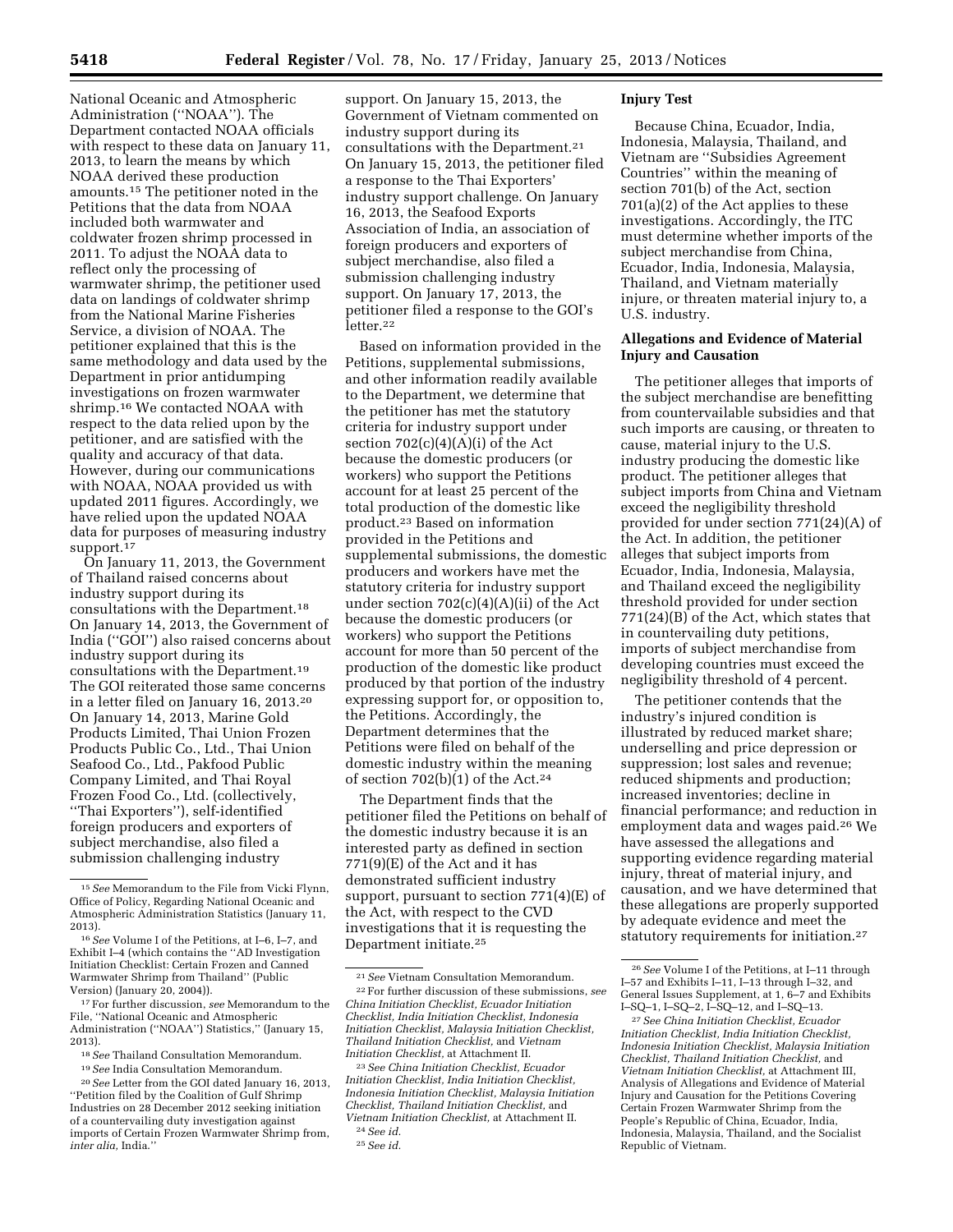National Oceanic and Atmospheric Administration (''NOAA''). The Department contacted NOAA officials with respect to these data on January 11, 2013, to learn the means by which NOAA derived these production amounts.[15] The petitioner noted in the Petitions that the data from NOAA included both warmwater and coldwater frozen shrimp processed in 2011. To adjust the NOAA data to reflect only the processing of warmwater shrimp, the petitioner used data on landings of coldwater shrimp from the National Marine Fisheries Service, a division of NOAA. The petitioner explained that this is the same methodology and data used by the Department in prior antidumping investigations on frozen warmwater shrimp.[16] We contacted NOAA with respect to the data relied upon by the petitioner, and are satisfied with the quality and accuracy of that data. However, during our communications with NOAA, NOAA provided us with updated 2011 figures. Accordingly, we have relied upon the updated NOAA data for purposes of measuring industry support.[17]

On January 11, 2013, the Government of Thailand raised concerns about industry support during its consultations with the Department.[18] On January 14, 2013, the Government of India (''GOI'') also raised concerns about industry support during its consultations with the Department.[19] The GOI reiterated those same concerns in a letter filed on January 16, 2013.[20] On January 14, 2013, Marine Gold Products Limited, Thai Union Frozen Products Public Co., Ltd., Thai Union Seafood Co., Ltd., Pakfood Public Company Limited, and Thai Royal Frozen Food Co., Ltd. (collectively, ''Thai Exporters''), self-identified foreign producers and exporters of subject merchandise, also filed a submission challenging industry support. On January 15, 2013, the Government of Vietnam commented on industry support during its consultations with the Department.[21] On January 15, 2013, the petitioner filed a response to the Thai Exporters' industry support challenge. On January 16, 2013, the Seafood Exports Association of India, an association of foreign producers and exporters of subject merchandise, also filed a submission challenging industry support. On January 17, 2013, the petitioner filed a response to the GOI's letter.[22]

Based on information provided in the Petitions, supplemental submissions, and other information readily available to the Department, we determine that the petitioner has met the statutory criteria for industry support under section 702(c)(4)(A)(i) of the Act because the domestic producers (or workers) who support the Petitions account for at least 25 percent of the total production of the domestic like product.[23] Based on information provided in the Petitions and supplemental submissions, the domestic producers and workers have met the statutory criteria for industry support under section 702(c)(4)(A)(ii) of the Act because the domestic producers (or workers) who support the Petitions account for more than 50 percent of the production of the domestic like product produced by that portion of the industry expressing support for, or opposition to, the Petitions. Accordingly, the Department determines that the Petitions were filed on behalf of the domestic industry within the meaning of section 702(b)(1) of the Act.[24]

The Department finds that the petitioner filed the Petitions on behalf of the domestic industry because it is an interested party as defined in section 771(9)(E) of the Act and it has demonstrated sufficient industry support, pursuant to section 771(4)(E) of the Act, with respect to the CVD investigations that it is requesting the Department initiate.[25]

**Injury Test**

Because China, Ecuador, India, Indonesia, Malaysia, Thailand, and Vietnam are ''Subsidies Agreement Countries'' within the meaning of section 701(b) of the Act, section 701(a)(2) of the Act applies to these investigations. Accordingly, the ITC must determine whether imports of the subject merchandise from China, Ecuador, India, Indonesia, Malaysia, Thailand, and Vietnam materially injure, or threaten material injury to, a U.S. industry.

**Allegations and Evidence of Material Injury and Causation**

The petitioner alleges that imports of the subject merchandise are benefitting from countervailable subsidies and that such imports are causing, or threaten to cause, material injury to the U.S. industry producing the domestic like product. The petitioner alleges that subject imports from China and Vietnam exceed the negligibility threshold provided for under section 771(24)(A) of the Act. In addition, the petitioner alleges that subject imports from Ecuador, India, Indonesia, Malaysia, and Thailand exceed the negligibility threshold provided for under section 771(24)(B) of the Act, which states that in countervailing duty petitions, imports of subject merchandise from developing countries must exceed the negligibility threshold of 4 percent.

The petitioner contends that the industry's injured condition is illustrated by reduced market share; underselling and price depression or suppression; lost sales and revenue; reduced shipments and production; increased inventories; decline in financial performance; and reduction in employment data and wages paid.[26] We have assessed the allegations and supporting evidence regarding material injury, threat of material injury, and causation, and we have determined that these allegations are properly supported by adequate evidence and meet the statutory requirements for initiation.[27]

---

[15] *See* Memorandum to the File from Vicki Flynn, Office of Policy, Regarding National Oceanic and Atmospheric Administration Statistics (January 11, 2013).

[16] *See* Volume I of the Petitions, at I–6, I–7, and Exhibit I–4 (which contains the ''AD Investigation Initiation Checklist: Certain Frozen and Canned Warmwater Shrimp from Thailand'' (Public Version) (January 20, 2004)).

[17] For further discussion, *see* Memorandum to the File, ''National Oceanic and Atmospheric Administration (''NOAA'') Statistics,'' (January 15, 2013).

[18] *See* Thailand Consultation Memorandum.

[19] *See* India Consultation Memorandum.

[20] *See* Letter from the GOI dated January 16, 2013, ''Petition filed by the Coalition of Gulf Shrimp Industries on 28 December 2012 seeking initiation of a countervailing duty investigation against imports of Certain Frozen Warmwater Shrimp from, *inter alia,* India.''

[21] *See* Vietnam Consultation Memorandum.

[22] For further discussion of these submissions, *see China Initiation Checklist, Ecuador Initiation Checklist, India Initiation Checklist, Indonesia Initiation Checklist, Malaysia Initiation Checklist, Thailand Initiation Checklist,* and *Vietnam Initiation Checklist,* at Attachment II.

[23] *See China Initiation Checklist, Ecuador Initiation Checklist, India Initiation Checklist, Indonesia Initiation Checklist, Malaysia Initiation Checklist, Thailand Initiation Checklist,* and *Vietnam Initiation Checklist,* at Attachment II.

[24] *See id.*

[25] *See id.*

[26] *See* Volume I of the Petitions, at I–11 through I–57 and Exhibits I–11, I–13 through I–32, and General Issues Supplement, at 1, 6–7 and Exhibits I–SQ–1, I–SQ–2, I–SQ–12, and I–SQ–13.

[27] *See China Initiation Checklist, Ecuador Initiation Checklist, India Initiation Checklist, Indonesia Initiation Checklist, Malaysia Initiation Checklist, Thailand Initiation Checklist,* and *Vietnam Initiation Checklist,* at Attachment III, Analysis of Allegations and Evidence of Material Injury and Causation for the Petitions Covering Certain Frozen Warmwater Shrimp from the People's Republic of China, Ecuador, India, Indonesia, Malaysia, Thailand, and the Socialist Republic of Vietnam.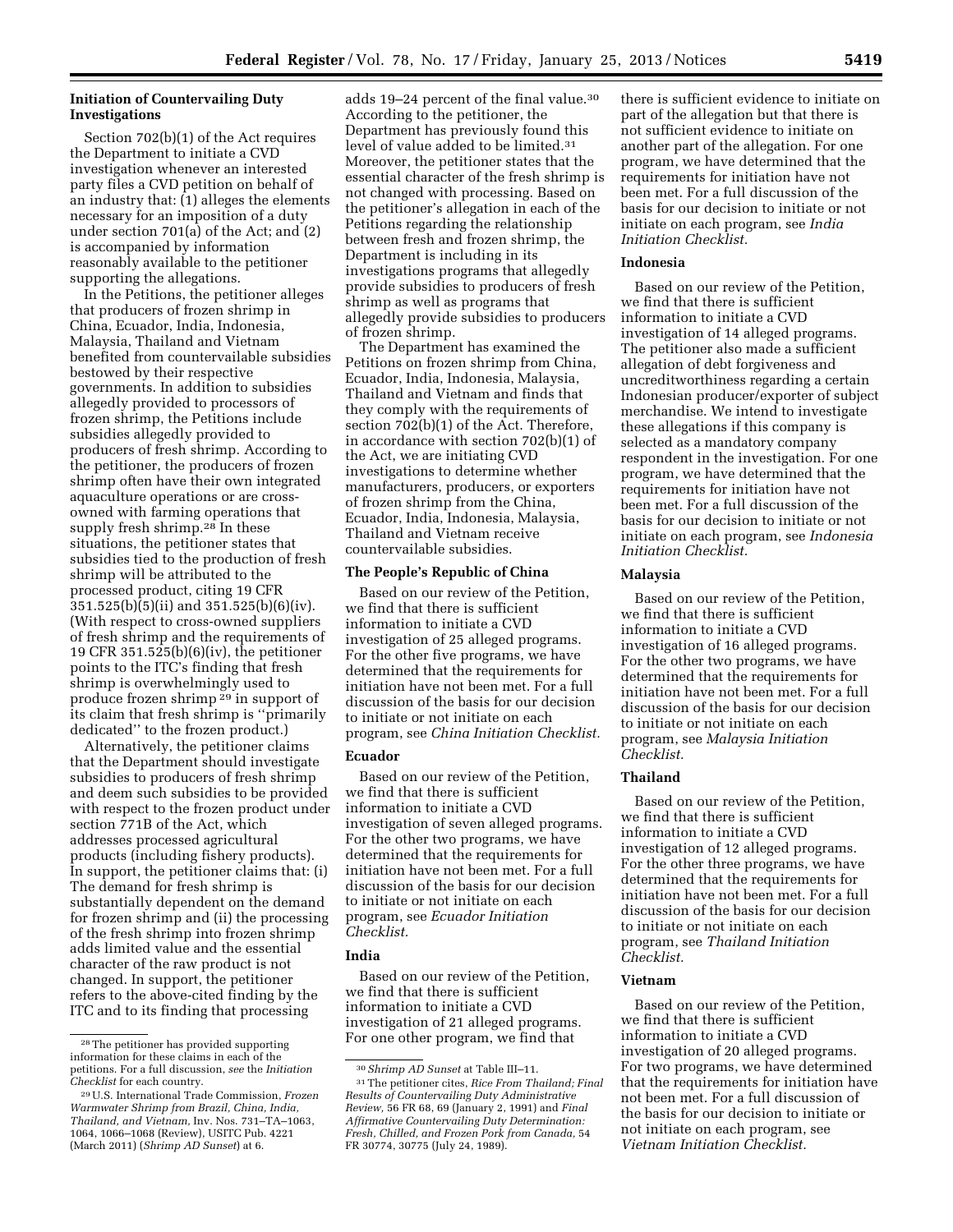### Initiation of Countervailing Duty Investigations

Section 702(b)(1) of the Act requires the Department to initiate a CVD investigation whenever an interested party files a CVD petition on behalf of an industry that: (1) alleges the elements necessary for an imposition of a duty under section 701(a) of the Act; and (2) is accompanied by information reasonably available to the petitioner supporting the allegations.

In the Petitions, the petitioner alleges that producers of frozen shrimp in China, Ecuador, India, Indonesia, Malaysia, Thailand and Vietnam benefited from countervailable subsidies bestowed by their respective governments. In addition to subsidies allegedly provided to processors of frozen shrimp, the Petitions include subsidies allegedly provided to producers of fresh shrimp. According to the petitioner, the producers of frozen shrimp often have their own integrated aquaculture operations or are cross-owned with farming operations that supply fresh shrimp.[28] In these situations, the petitioner states that subsidies tied to the production of fresh shrimp will be attributed to the processed product, citing 19 CFR 351.525(b)(5)(ii) and 351.525(b)(6)(iv). (With respect to cross-owned suppliers of fresh shrimp and the requirements of 19 CFR 351.525(b)(6)(iv), the petitioner points to the ITC's finding that fresh shrimp is overwhelmingly used to produce frozen shrimp [29] in support of its claim that fresh shrimp is ''primarily dedicated'' to the frozen product.)

Alternatively, the petitioner claims that the Department should investigate subsidies to producers of fresh shrimp and deem such subsidies to be provided with respect to the frozen product under section 771B of the Act, which addresses processed agricultural products (including fishery products). In support, the petitioner claims that: (i) The demand for fresh shrimp is substantially dependent on the demand for frozen shrimp and (ii) the processing of the fresh shrimp into frozen shrimp adds limited value and the essential character of the raw product is not changed. In support, the petitioner refers to the above-cited finding by the ITC and to its finding that processing adds 19–24 percent of the final value.[30] According to the petitioner, the Department has previously found this level of value added to be limited.[31] Moreover, the petitioner states that the essential character of the fresh shrimp is not changed with processing. Based on the petitioner's allegation in each of the Petitions regarding the relationship between fresh and frozen shrimp, the Department is including in its investigations programs that allegedly provide subsidies to producers of fresh shrimp as well as programs that allegedly provide subsidies to producers of frozen shrimp.

The Department has examined the Petitions on frozen shrimp from China, Ecuador, India, Indonesia, Malaysia, Thailand and Vietnam and finds that they comply with the requirements of section 702(b)(1) of the Act. Therefore, in accordance with section 702(b)(1) of the Act, we are initiating CVD investigations to determine whether manufacturers, producers, or exporters of frozen shrimp from the China, Ecuador, India, Indonesia, Malaysia, Thailand and Vietnam receive countervailable subsidies.

### The People's Republic of China

Based on our review of the Petition, we find that there is sufficient information to initiate a CVD investigation of 25 alleged programs. For the other five programs, we have determined that the requirements for initiation have not been met. For a full discussion of the basis for our decision to initiate or not initiate on each program, see *China Initiation Checklist.*

### Ecuador

Based on our review of the Petition, we find that there is sufficient information to initiate a CVD investigation of seven alleged programs. For the other two programs, we have determined that the requirements for initiation have not been met. For a full discussion of the basis for our decision to initiate or not initiate on each program, see *Ecuador Initiation Checklist.*

### India

Based on our review of the Petition, we find that there is sufficient information to initiate a CVD investigation of 21 alleged programs. For one other program, we find that there is sufficient evidence to initiate on part of the allegation but that there is not sufficient evidence to initiate on another part of the allegation. For one program, we have determined that the requirements for initiation have not been met. For a full discussion of the basis for our decision to initiate or not initiate on each program, see *India Initiation Checklist.*

### Indonesia

Based on our review of the Petition, we find that there is sufficient information to initiate a CVD investigation of 14 alleged programs. The petitioner also made a sufficient allegation of debt forgiveness and uncreditworthiness regarding a certain Indonesian producer/exporter of subject merchandise. We intend to investigate these allegations if this company is selected as a mandatory company respondent in the investigation. For one program, we have determined that the requirements for initiation have not been met. For a full discussion of the basis for our decision to initiate or not initiate on each program, see *Indonesia Initiation Checklist.*

### Malaysia

Based on our review of the Petition, we find that there is sufficient information to initiate a CVD investigation of 16 alleged programs. For the other two programs, we have determined that the requirements for initiation have not been met. For a full discussion of the basis for our decision to initiate or not initiate on each program, see *Malaysia Initiation Checklist.*

### Thailand

Based on our review of the Petition, we find that there is sufficient information to initiate a CVD investigation of 12 alleged programs. For the other three programs, we have determined that the requirements for initiation have not been met. For a full discussion of the basis for our decision to initiate or not initiate on each program, see *Thailand Initiation Checklist.*

### Vietnam

Based on our review of the Petition, we find that there is sufficient information to initiate a CVD investigation of 20 alleged programs. For two programs, we have determined that the requirements for initiation have not been met. For a full discussion of the basis for our decision to initiate or not initiate on each program, see *Vietnam Initiation Checklist.*

---

[28] The petitioner has provided supporting information for these claims in each of the petitions. For a full discussion, *see* the *Initiation Checklist* for each country.

[29] U.S. International Trade Commission, *Frozen Warmwater Shrimp from Brazil, China, India, Thailand, and Vietnam,* Inv. Nos. 731–TA–1063, 1064, 1066–1068 (Review), USITC Pub. 4221 (March 2011) (*Shrimp AD Sunset*) at 6.

[30] *Shrimp AD Sunset* at Table III–11.

[31] The petitioner cites, *Rice From Thailand; Final Results of Countervailing Duty Administrative Review,* 56 FR 68, 69 (January 2, 1991) and *Final Affirmative Countervailing Duty Determination: Fresh, Chilled, and Frozen Pork from Canada,* 54 FR 30774, 30775 (July 24, 1989).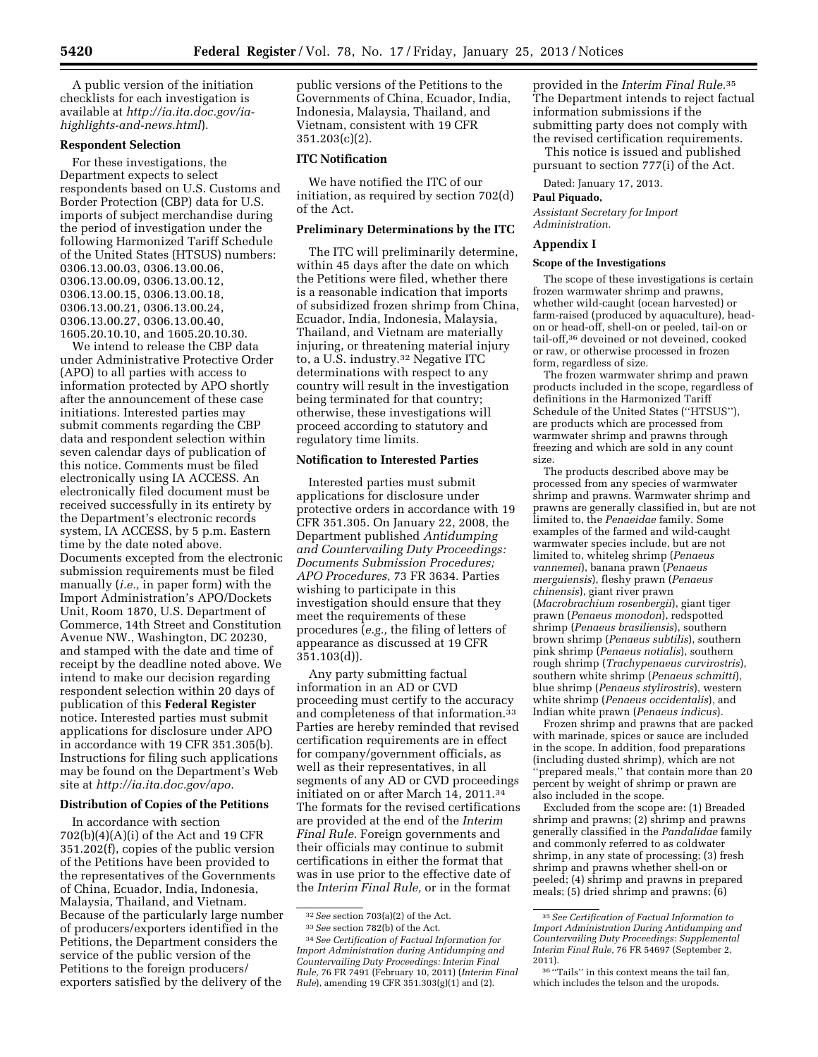A public version of the initiation checklists for each investigation is available at *http://ia.ita.doc.gov/ia-highlights-and-news.html*).

**Respondent Selection**

For these investigations, the Department expects to select respondents based on U.S. Customs and Border Protection (CBP) data for U.S. imports of subject merchandise during the period of investigation under the following Harmonized Tariff Schedule of the United States (HTSUS) numbers: 0306.13.00.03, 0306.13.00.06, 0306.13.00.09, 0306.13.00.12, 0306.13.00.15, 0306.13.00.18, 0306.13.00.21, 0306.13.00.24, 0306.13.00.27, 0306.13.00.40, 1605.20.10.10, and 1605.20.10.30.

We intend to release the CBP data under Administrative Protective Order (APO) to all parties with access to information protected by APO shortly after the announcement of these case initiations. Interested parties may submit comments regarding the CBP data and respondent selection within seven calendar days of publication of this notice. Comments must be filed electronically using IA ACCESS. An electronically filed document must be received successfully in its entirety by the Department's electronic records system, IA ACCESS, by 5 p.m. Eastern time by the date noted above. Documents excepted from the electronic submission requirements must be filed manually (*i.e.,* in paper form) with the Import Administration's APO/Dockets Unit, Room 1870, U.S. Department of Commerce, 14th Street and Constitution Avenue NW., Washington, DC 20230, and stamped with the date and time of receipt by the deadline noted above. We intend to make our decision regarding respondent selection within 20 days of publication of this **Federal Register** notice. Interested parties must submit applications for disclosure under APO in accordance with 19 CFR 351.305(b). Instructions for filing such applications may be found on the Department's Web site at *http://ia.ita.doc.gov/apo.*

**Distribution of Copies of the Petitions**

In accordance with section 702(b)(4)(A)(i) of the Act and 19 CFR 351.202(f), copies of the public version of the Petitions have been provided to the representatives of the Governments of China, Ecuador, India, Indonesia, Malaysia, Thailand, and Vietnam. Because of the particularly large number of producers/exporters identified in the Petitions, the Department considers the service of the public version of the Petitions to the foreign producers/exporters satisfied by the delivery of the public versions of the Petitions to the Governments of China, Ecuador, India, Indonesia, Malaysia, Thailand, and Vietnam, consistent with 19 CFR 351.203(c)(2).

**ITC Notification**

We have notified the ITC of our initiation, as required by section 702(d) of the Act.

**Preliminary Determinations by the ITC**

The ITC will preliminarily determine, within 45 days after the date on which the Petitions were filed, whether there is a reasonable indication that imports of subsidized frozen shrimp from China, Ecuador, India, Indonesia, Malaysia, Thailand, and Vietnam are materially injuring, or threatening material injury to, a U.S. industry.[32] Negative ITC determinations with respect to any country will result in the investigation being terminated for that country; otherwise, these investigations will proceed according to statutory and regulatory time limits.

**Notification to Interested Parties**

Interested parties must submit applications for disclosure under protective orders in accordance with 19 CFR 351.305. On January 22, 2008, the Department published *Antidumping and Countervailing Duty Proceedings: Documents Submission Procedures; APO Procedures,* 73 FR 3634. Parties wishing to participate in this investigation should ensure that they meet the requirements of these procedures (*e.g.,* the filing of letters of appearance as discussed at 19 CFR 351.103(d)).

Any party submitting factual information in an AD or CVD proceeding must certify to the accuracy and completeness of that information.[33] Parties are hereby reminded that revised certification requirements are in effect for company/government officials, as well as their representatives, in all segments of any AD or CVD proceedings initiated on or after March 14, 2011.[34] The formats for the revised certifications are provided at the end of the *Interim Final Rule.* Foreign governments and their officials may continue to submit certifications in either the format that was in use prior to the effective date of the *Interim Final Rule,* or in the format provided in the *Interim Final Rule.*[35] The Department intends to reject factual information submissions if the submitting party does not comply with the revised certification requirements.

This notice is issued and published pursuant to section 777(i) of the Act.

Dated: January 17, 2013.

**Paul Piquado,**

*Assistant Secretary for Import Administration.*

**Appendix I**

**Scope of the Investigations**

The scope of these investigations is certain frozen warmwater shrimp and prawns, whether wild-caught (ocean harvested) or farm-raised (produced by aquaculture), head-on or head-off, shell-on or peeled, tail-on or tail-off,[36] deveined or not deveined, cooked or raw, or otherwise processed in frozen form, regardless of size.

The frozen warmwater shrimp and prawn products included in the scope, regardless of definitions in the Harmonized Tariff Schedule of the United States (''HTSUS''), are products which are processed from warmwater shrimp and prawns through freezing and which are sold in any count size.

The products described above may be processed from any species of warmwater shrimp and prawns. Warmwater shrimp and prawns are generally classified in, but are not limited to, the *Penaeidae* family. Some examples of the farmed and wild-caught warmwater species include, but are not limited to, whiteleg shrimp (*Penaeus vannemei*), banana prawn (*Penaeus merguiensis*), fleshy prawn (*Penaeus chinensis*), giant river prawn (*Macrobrachium rosenbergii*), giant tiger prawn (*Penaeus monodon*), redspotted shrimp (*Penaeus brasiliensis*), southern brown shrimp (*Penaeus subtilis*), southern pink shrimp (*Penaeus notialis*), southern rough shrimp (*Trachypenaeus curvirostris*), southern white shrimp (*Penaeus schmitti*), blue shrimp (*Penaeus stylirostris*), western white shrimp (*Penaeus occidentalis*), and Indian white prawn (*Penaeus indicus*).

Frozen shrimp and prawns that are packed with marinade, spices or sauce are included in the scope. In addition, food preparations (including dusted shrimp), which are not ''prepared meals,'' that contain more than 20 percent by weight of shrimp or prawn are also included in the scope.

Excluded from the scope are: (1) Breaded shrimp and prawns; (2) shrimp and prawns generally classified in the *Pandalidae* family and commonly referred to as coldwater shrimp, in any state of processing; (3) fresh shrimp and prawns whether shell-on or peeled; (4) shrimp and prawns in prepared meals; (5) dried shrimp and prawns; (6)

---

[32] *See* section 703(a)(2) of the Act.

[33] *See* section 782(b) of the Act.

[34] *See Certification of Factual Information for Import Administration during Antidumping and Countervailing Duty Proceedings: Interim Final Rule,* 76 FR 7491 (February 10, 2011) (*Interim Final Rule*), amending 19 CFR 351.303(g)(1) and (2).

[35] *See Certification of Factual Information to Import Administration During Antidumping and Countervailing Duty Proceedings: Supplemental Interim Final Rule,* 76 FR 54697 (September 2, 2011).

[36] ''Tails'' in this context means the tail fan, which includes the telson and the uropods.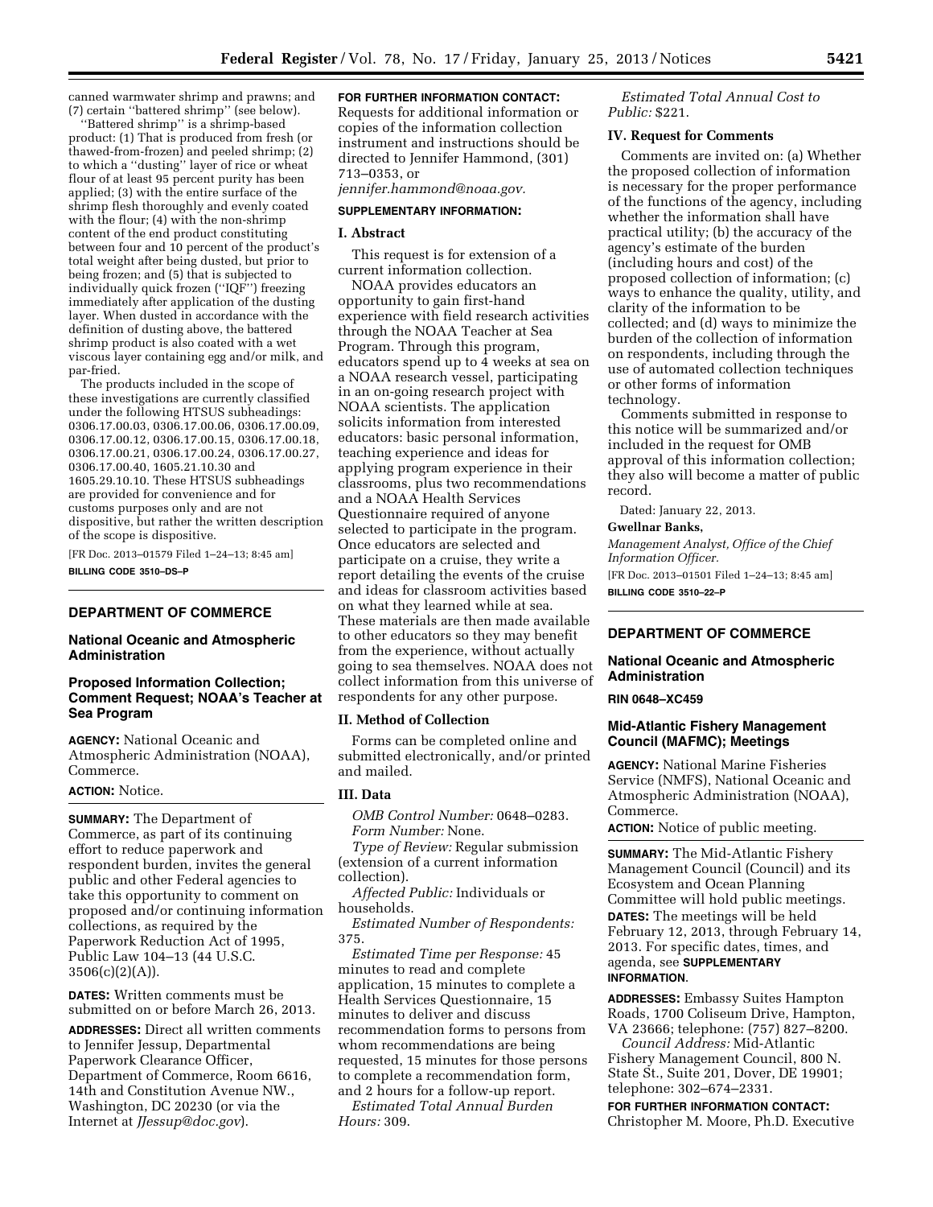canned warmwater shrimp and prawns; and (7) certain "battered shrimp" (see below).

"Battered shrimp" is a shrimp-based product: (1) That is produced from fresh (or thawed-from-frozen) and peeled shrimp; (2) to which a "dusting" layer of rice or wheat flour of at least 95 percent purity has been applied; (3) with the entire surface of the shrimp flesh thoroughly and evenly coated with the flour; (4) with the non-shrimp content of the end product constituting between four and 10 percent of the product's total weight after being dusted, but prior to being frozen; and (5) that is subjected to individually quick frozen ("IQF") freezing immediately after application of the dusting layer. When dusted in accordance with the definition of dusting above, the battered shrimp product is also coated with a wet viscous layer containing egg and/or milk, and par-fried.

The products included in the scope of these investigations are currently classified under the following HTSUS subheadings: 0306.17.00.03, 0306.17.00.06, 0306.17.00.09, 0306.17.00.12, 0306.17.00.15, 0306.17.00.18, 0306.17.00.21, 0306.17.00.24, 0306.17.00.27, 0306.17.00.40, 1605.21.10.30 and 1605.29.10.10. These HTSUS subheadings are provided for convenience and for customs purposes only and are not dispositive, but rather the written description of the scope is dispositive.

[FR Doc. 2013–01579 Filed 1–24–13; 8:45 am]

**BILLING CODE 3510–DS–P**

## DEPARTMENT OF COMMERCE

### National Oceanic and Atmospheric Administration

### Proposed Information Collection; Comment Request; NOAA's Teacher at Sea Program

**AGENCY:** National Oceanic and Atmospheric Administration (NOAA), Commerce.

**ACTION:** Notice.

**SUMMARY:** The Department of Commerce, as part of its continuing effort to reduce paperwork and respondent burden, invites the general public and other Federal agencies to take this opportunity to comment on proposed and/or continuing information collections, as required by the Paperwork Reduction Act of 1995, Public Law 104–13 (44 U.S.C. 3506(c)(2)(A)).

**DATES:** Written comments must be submitted on or before March 26, 2013.

**ADDRESSES:** Direct all written comments to Jennifer Jessup, Departmental Paperwork Clearance Officer, Department of Commerce, Room 6616, 14th and Constitution Avenue NW., Washington, DC 20230 (or via the Internet at *JJessup@doc.gov*).

**FOR FURTHER INFORMATION CONTACT:** Requests for additional information or copies of the information collection instrument and instructions should be directed to Jennifer Hammond, (301) 713–0353, or *jennifer.hammond@noaa.gov.*

**SUPPLEMENTARY INFORMATION:**

#### I. Abstract

This request is for extension of a current information collection.

NOAA provides educators an opportunity to gain first-hand experience with field research activities through the NOAA Teacher at Sea Program. Through this program, educators spend up to 4 weeks at sea on a NOAA research vessel, participating in an on-going research project with NOAA scientists. The application solicits information from interested educators: basic personal information, teaching experience and ideas for applying program experience in their classrooms, plus two recommendations and a NOAA Health Services Questionnaire required of anyone selected to participate in the program. Once educators are selected and participate on a cruise, they write a report detailing the events of the cruise and ideas for classroom activities based on what they learned while at sea. These materials are then made available to other educators so they may benefit from the experience, without actually going to sea themselves. NOAA does not collect information from this universe of respondents for any other purpose.

#### II. Method of Collection

Forms can be completed online and submitted electronically, and/or printed and mailed.

#### III. Data

*OMB Control Number:* 0648–0283.

*Form Number:* None.

*Type of Review:* Regular submission (extension of a current information collection).

*Affected Public:* Individuals or households.

*Estimated Number of Respondents:* 375.

*Estimated Time per Response:* 45 minutes to read and complete application, 15 minutes to complete a Health Services Questionnaire, 15 minutes to deliver and discuss recommendation forms to persons from whom recommendations are being requested, 15 minutes for those persons to complete a recommendation form, and 2 hours for a follow-up report.

*Estimated Total Annual Burden Hours:* 309.

*Estimated Total Annual Cost to Public:* $221.

#### IV. Request for Comments

Comments are invited on: (a) Whether the proposed collection of information is necessary for the proper performance of the functions of the agency, including whether the information shall have practical utility; (b) the accuracy of the agency's estimate of the burden (including hours and cost) of the proposed collection of information; (c) ways to enhance the quality, utility, and clarity of the information to be collected; and (d) ways to minimize the burden of the collection of information on respondents, including through the use of automated collection techniques or other forms of information technology.

Comments submitted in response to this notice will be summarized and/or included in the request for OMB approval of this information collection; they also will become a matter of public record.

Dated: January 22, 2013.

**Gwellnar Banks,**

*Management Analyst, Office of the Chief Information Officer.*

[FR Doc. 2013–01501 Filed 1–24–13; 8:45 am]

**BILLING CODE 3510–22–P**

## DEPARTMENT OF COMMERCE

### National Oceanic and Atmospheric Administration

**RIN 0648–XC459**

### Mid-Atlantic Fishery Management Council (MAFMC); Meetings

**AGENCY:** National Marine Fisheries Service (NMFS), National Oceanic and Atmospheric Administration (NOAA), Commerce.

**ACTION:** Notice of public meeting.

**SUMMARY:** The Mid-Atlantic Fishery Management Council (Council) and its Ecosystem and Ocean Planning Committee will hold public meetings.

**DATES:** The meetings will be held February 12, 2013, through February 14, 2013. For specific dates, times, and agenda, see **SUPPLEMENTARY INFORMATION**.

**ADDRESSES:** Embassy Suites Hampton Roads, 1700 Coliseum Drive, Hampton, VA 23666; telephone: (757) 827–8200.

*Council Address:* Mid-Atlantic Fishery Management Council, 800 N. State St., Suite 201, Dover, DE 19901; telephone: 302–674–2331.

**FOR FURTHER INFORMATION CONTACT:** Christopher M. Moore, Ph.D. Executive